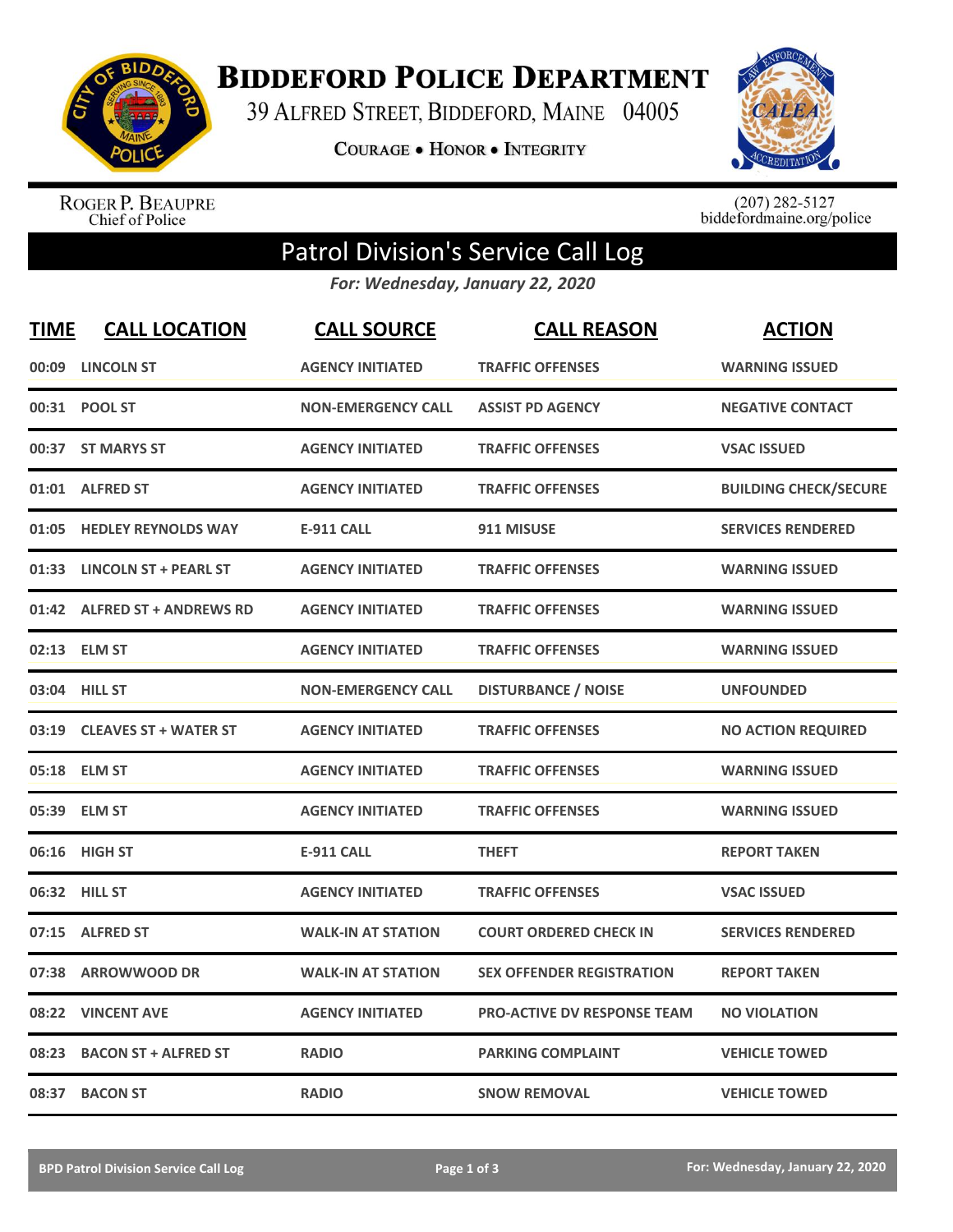# BIDDEFORD POLICE DEPARTMENT

39 ALFRED STREET, BIDDEFORD, MAINE 04005

COURAGE • HONOR • INTEGRITY

ROGER P. BEAUPRE
Chief of Police

(207) 282-5127
biddefordmaine.org/police

## Patrol Division's Service Call Log

*For: Wednesday, January 22, 2020*

| TIME | CALL LOCATION | CALL SOURCE | CALL REASON | ACTION |
|---|---|---|---|---|
| 00:09 | LINCOLN ST | AGENCY INITIATED | TRAFFIC OFFENSES | WARNING ISSUED |
| 00:31 | POOL ST | NON-EMERGENCY CALL | ASSIST PD AGENCY | NEGATIVE CONTACT |
| 00:37 | ST MARYS ST | AGENCY INITIATED | TRAFFIC OFFENSES | VSAC ISSUED |
| 01:01 | ALFRED ST | AGENCY INITIATED | TRAFFIC OFFENSES | BUILDING CHECK/SECURE |
| 01:05 | HEDLEY REYNOLDS WAY | E-911 CALL | 911 MISUSE | SERVICES RENDERED |
| 01:33 | LINCOLN ST + PEARL ST | AGENCY INITIATED | TRAFFIC OFFENSES | WARNING ISSUED |
| 01:42 | ALFRED ST + ANDREWS RD | AGENCY INITIATED | TRAFFIC OFFENSES | WARNING ISSUED |
| 02:13 | ELM ST | AGENCY INITIATED | TRAFFIC OFFENSES | WARNING ISSUED |
| 03:04 | HILL ST | NON-EMERGENCY CALL | DISTURBANCE / NOISE | UNFOUNDED |
| 03:19 | CLEAVES ST + WATER ST | AGENCY INITIATED | TRAFFIC OFFENSES | NO ACTION REQUIRED |
| 05:18 | ELM ST | AGENCY INITIATED | TRAFFIC OFFENSES | WARNING ISSUED |
| 05:39 | ELM ST | AGENCY INITIATED | TRAFFIC OFFENSES | WARNING ISSUED |
| 06:16 | HIGH ST | E-911 CALL | THEFT | REPORT TAKEN |
| 06:32 | HILL ST | AGENCY INITIATED | TRAFFIC OFFENSES | VSAC ISSUED |
| 07:15 | ALFRED ST | WALK-IN AT STATION | COURT ORDERED CHECK IN | SERVICES RENDERED |
| 07:38 | ARROWWOOD DR | WALK-IN AT STATION | SEX OFFENDER REGISTRATION | REPORT TAKEN |
| 08:22 | VINCENT AVE | AGENCY INITIATED | PRO-ACTIVE DV RESPONSE TEAM | NO VIOLATION |
| 08:23 | BACON ST + ALFRED ST | RADIO | PARKING COMPLAINT | VEHICLE TOWED |
| 08:37 | BACON ST | RADIO | SNOW REMOVAL | VEHICLE TOWED |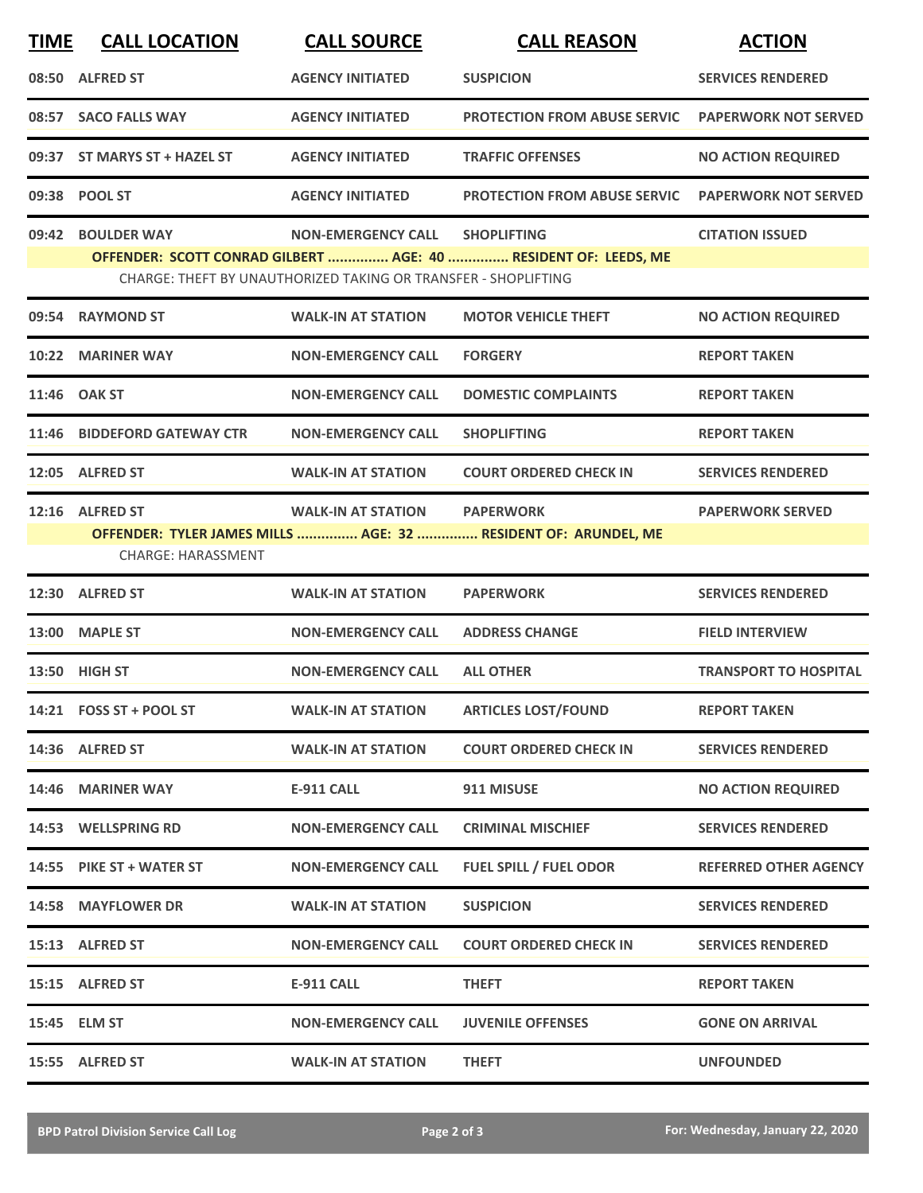| TIME | CALL LOCATION | CALL SOURCE | CALL REASON | ACTION |
|---|---|---|---|---|
| 08:50 | ALFRED ST | AGENCY INITIATED | SUSPICION | SERVICES RENDERED |
| 08:57 | SACO FALLS WAY | AGENCY INITIATED | PROTECTION FROM ABUSE SERVIC | PAPERWORK NOT SERVED |
| 09:37 | ST MARYS ST + HAZEL ST | AGENCY INITIATED | TRAFFIC OFFENSES | NO ACTION REQUIRED |
| 09:38 | POOL ST | AGENCY INITIATED | PROTECTION FROM ABUSE SERVIC | PAPERWORK NOT SERVED |
| 09:42 | BOULDER WAY | NON-EMERGENCY CALL | SHOPLIFTING | CITATION ISSUED |
| | **OFFENDER: SCOTT CONRAD GILBERT ............... AGE: 40 ............... RESIDENT OF: LEEDS, ME** | | | |
| | CHARGE: THEFT BY UNAUTHORIZED TAKING OR TRANSFER - SHOPLIFTING | | | |
| 09:54 | RAYMOND ST | WALK-IN AT STATION | MOTOR VEHICLE THEFT | NO ACTION REQUIRED |
| 10:22 | MARINER WAY | NON-EMERGENCY CALL | FORGERY | REPORT TAKEN |
| 11:46 | OAK ST | NON-EMERGENCY CALL | DOMESTIC COMPLAINTS | REPORT TAKEN |
| 11:46 | BIDDEFORD GATEWAY CTR | NON-EMERGENCY CALL | SHOPLIFTING | REPORT TAKEN |
| 12:05 | ALFRED ST | WALK-IN AT STATION | COURT ORDERED CHECK IN | SERVICES RENDERED |
| 12:16 | ALFRED ST | WALK-IN AT STATION | PAPERWORK | PAPERWORK SERVED |
| | **OFFENDER: TYLER JAMES MILLS ............... AGE: 32 ............... RESIDENT OF: ARUNDEL, ME** | | | |
| | CHARGE: HARASSMENT | | | |
| 12:30 | ALFRED ST | WALK-IN AT STATION | PAPERWORK | SERVICES RENDERED |
| 13:00 | MAPLE ST | NON-EMERGENCY CALL | ADDRESS CHANGE | FIELD INTERVIEW |
| 13:50 | HIGH ST | NON-EMERGENCY CALL | ALL OTHER | TRANSPORT TO HOSPITAL |
| 14:21 | FOSS ST + POOL ST | WALK-IN AT STATION | ARTICLES LOST/FOUND | REPORT TAKEN |
| 14:36 | ALFRED ST | WALK-IN AT STATION | COURT ORDERED CHECK IN | SERVICES RENDERED |
| 14:46 | MARINER WAY | E-911 CALL | 911 MISUSE | NO ACTION REQUIRED |
| 14:53 | WELLSPRING RD | NON-EMERGENCY CALL | CRIMINAL MISCHIEF | SERVICES RENDERED |
| 14:55 | PIKE ST + WATER ST | NON-EMERGENCY CALL | FUEL SPILL / FUEL ODOR | REFERRED OTHER AGENCY |
| 14:58 | MAYFLOWER DR | WALK-IN AT STATION | SUSPICION | SERVICES RENDERED |
| 15:13 | ALFRED ST | NON-EMERGENCY CALL | COURT ORDERED CHECK IN | SERVICES RENDERED |
| 15:15 | ALFRED ST | E-911 CALL | THEFT | REPORT TAKEN |
| 15:45 | ELM ST | NON-EMERGENCY CALL | JUVENILE OFFENSES | GONE ON ARRIVAL |
| 15:55 | ALFRED ST | WALK-IN AT STATION | THEFT | UNFOUNDED |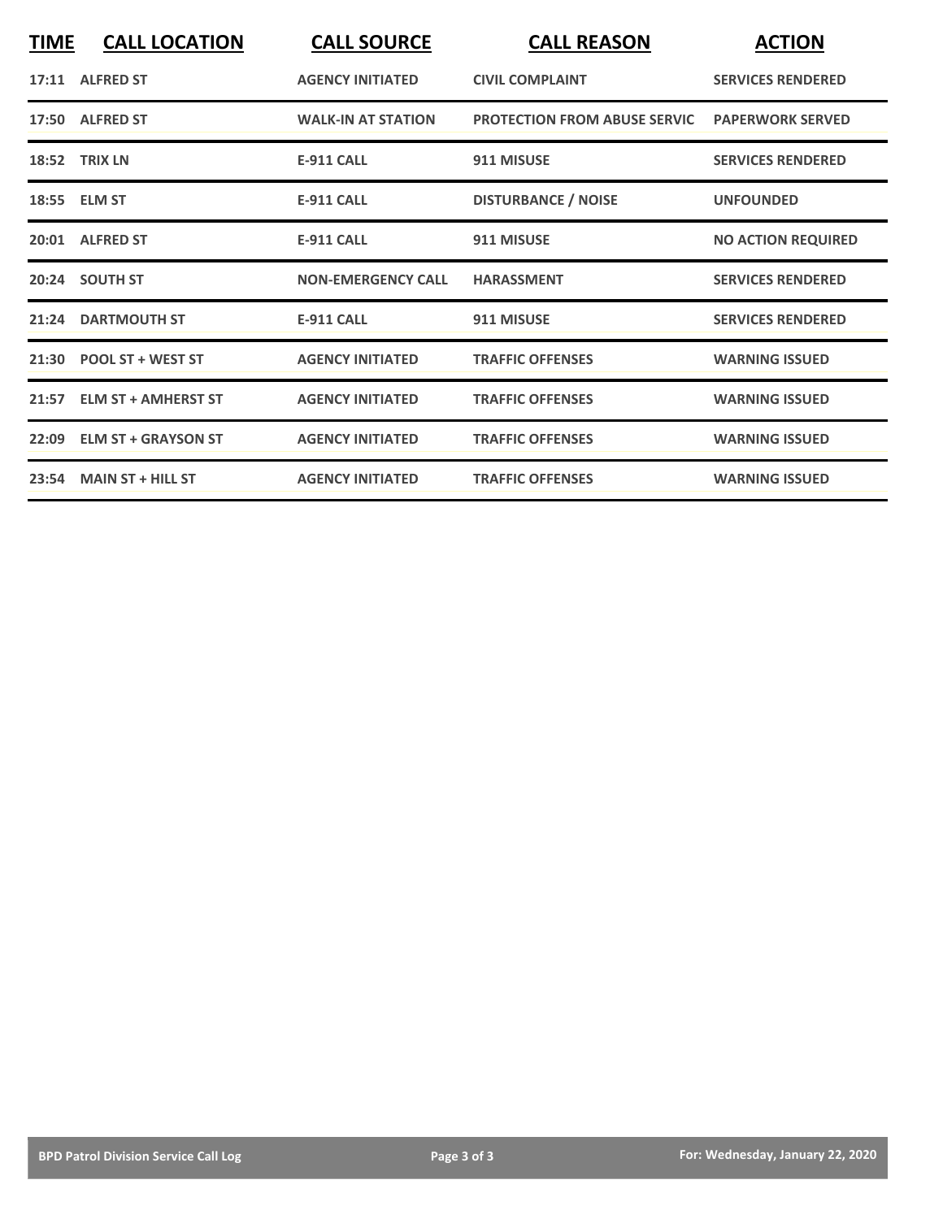| TIME | CALL LOCATION | CALL SOURCE | CALL REASON | ACTION |
|---|---|---|---|---|
| 17:11 | ALFRED ST | AGENCY INITIATED | CIVIL COMPLAINT | SERVICES RENDERED |
| 17:50 | ALFRED ST | WALK-IN AT STATION | PROTECTION FROM ABUSE SERVIC | PAPERWORK SERVED |
| 18:52 | TRIX LN | E-911 CALL | 911 MISUSE | SERVICES RENDERED |
| 18:55 | ELM ST | E-911 CALL | DISTURBANCE / NOISE | UNFOUNDED |
| 20:01 | ALFRED ST | E-911 CALL | 911 MISUSE | NO ACTION REQUIRED |
| 20:24 | SOUTH ST | NON-EMERGENCY CALL | HARASSMENT | SERVICES RENDERED |
| 21:24 | DARTMOUTH ST | E-911 CALL | 911 MISUSE | SERVICES RENDERED |
| 21:30 | POOL ST + WEST ST | AGENCY INITIATED | TRAFFIC OFFENSES | WARNING ISSUED |
| 21:57 | ELM ST + AMHERST ST | AGENCY INITIATED | TRAFFIC OFFENSES | WARNING ISSUED |
| 22:09 | ELM ST + GRAYSON ST | AGENCY INITIATED | TRAFFIC OFFENSES | WARNING ISSUED |
| 23:54 | MAIN ST + HILL ST | AGENCY INITIATED | TRAFFIC OFFENSES | WARNING ISSUED |